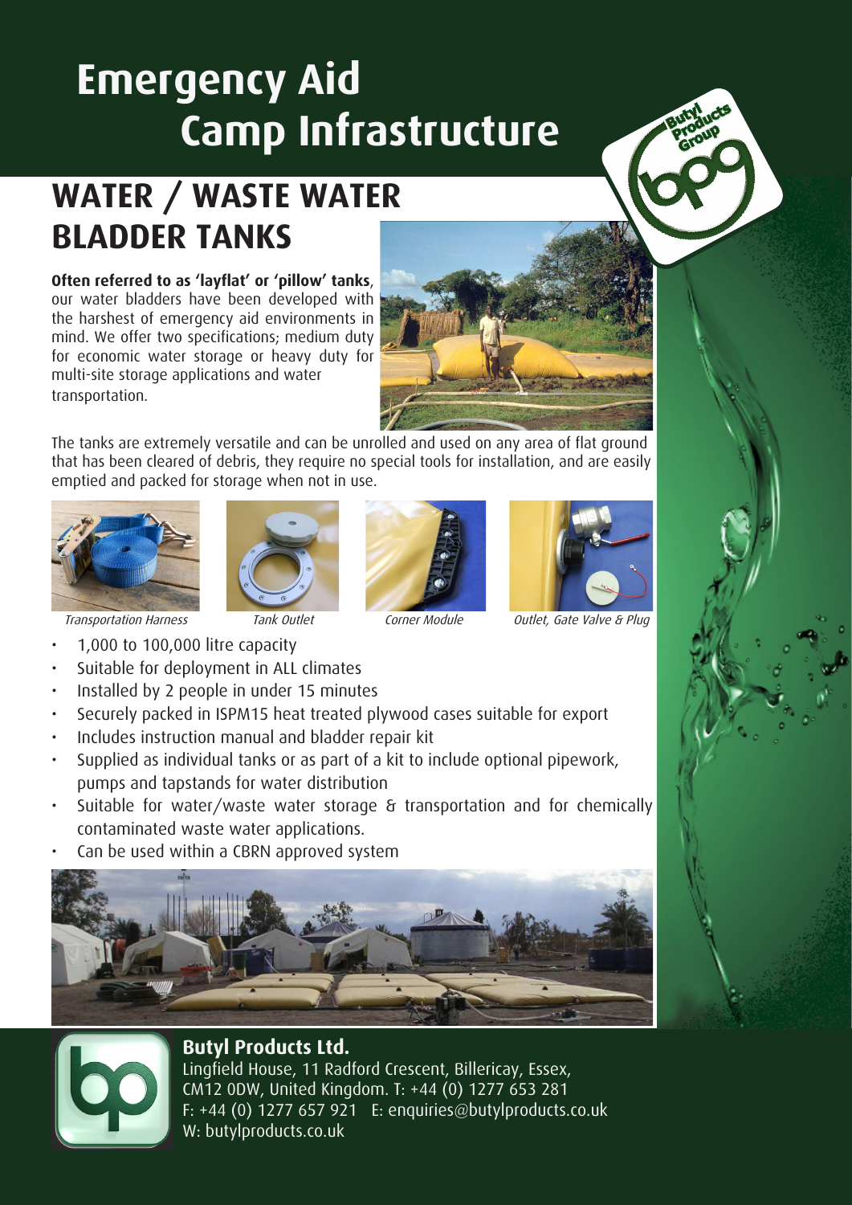# Emergency Aid Camp Infrastructure

## WATER / WASTE WATER BLADDER TANKS

**Often referred to as 'layflat' or 'pillow' tanks**, our water bladders have been developed with the harshest of emergency aid environments in mind. We offer two specifications; medium duty for economic water storage or heavy duty for multi-site storage applications and water transportation.

The tanks are extremely versatile and can be unrolled and used on any area of flat ground that has been cleared of debris, they require no special tools for installation, and are easily emptied and packed for storage when not in use.

*Transportation Harness*

*Tank Outlet*

*Corner Module*

*Outlet, Gate Valve & Plug*

- 1,000 to 100,000 litre capacity
- Suitable for deployment in ALL climates
- Installed by 2 people in under 15 minutes
- Securely packed in ISPM15 heat treated plywood cases suitable for export
- Includes instruction manual and bladder repair kit
- Supplied as individual tanks or as part of a kit to include optional pipework, pumps and tapstands for water distribution
- Suitable for water/waste water storage & transportation and for chemically contaminated waste water applications.
- Can be used within a CBRN approved system

**Butyl Products Ltd.**
Lingfield House, 11 Radford Crescent, Billericay, Essex, CM12 0DW, United Kingdom. T: +44 (0) 1277 653 281
F: +44 (0) 1277 657 921 E: enquiries@butylproducts.co.uk
W: butylproducts.co.uk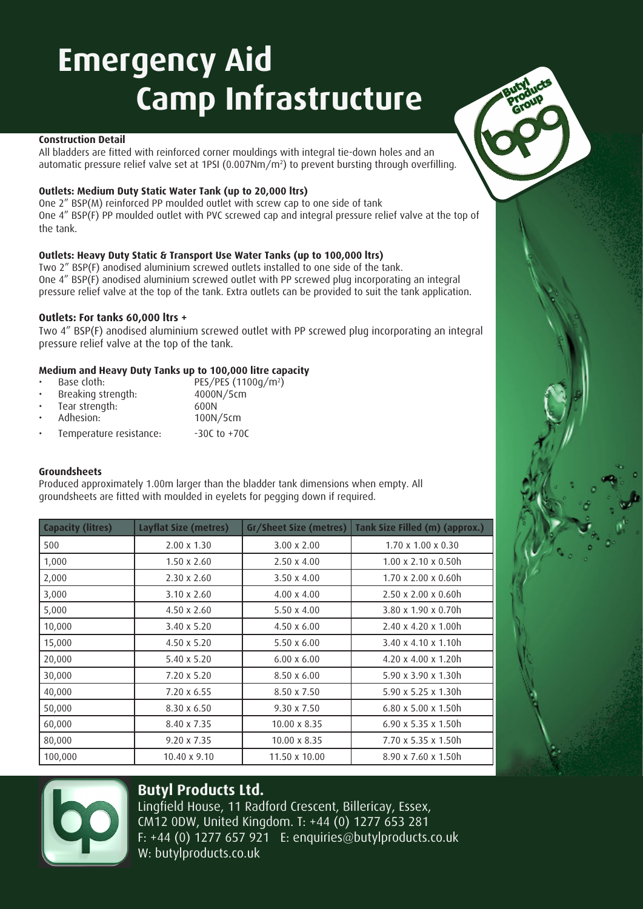# Emergency Aid Camp Infrastructure

**Construction Detail**

All bladders are fitted with reinforced corner mouldings with integral tie-down holes and an automatic pressure relief valve set at 1PSI (0.007Nm/m$^2$) to prevent bursting through overfilling.

**Outlets: Medium Duty Static Water Tank (up to 20,000 ltrs)**

One 2" BSP(M) reinforced PP moulded outlet with screw cap to one side of tank
One 4" BSP(F) PP moulded outlet with PVC screwed cap and integral pressure relief valve at the top of the tank.

**Outlets: Heavy Duty Static & Transport Use Water Tanks (up to 100,000 ltrs)**

Two 2" BSP(F) anodised aluminium screwed outlets installed to one side of the tank.
One 4" BSP(F) anodised aluminium screwed outlet with PP screwed plug incorporating an integral pressure relief valve at the top of the tank. Extra outlets can be provided to suit the tank application.

**Outlets: For tanks 60,000 ltrs +**

Two 4" BSP(F) anodised aluminium screwed outlet with PP screwed plug incorporating an integral pressure relief valve at the top of the tank.

**Medium and Heavy Duty Tanks up to 100,000 litre capacity**

- Base cloth: PES/PES (1100g/m$^2$)
- Breaking strength: 4000N/5cm
- Tear strength: 600N
- Adhesion: 100N/5cm
- Temperature resistance: -30C to +70C

**Groundsheets**

Produced approximately 1.00m larger than the bladder tank dimensions when empty. All groundsheets are fitted with moulded in eyelets for pegging down if required.

| Capacity (litres) | Layflat Size (metres) | Gr/Sheet Size (metres) | Tank Size Filled (m) (approx.) |
| --- | --- | --- | --- |
| 500 | 2.00 x 1.30 | 3.00 x 2.00 | 1.70 x 1.00 x 0.30 |
| 1,000 | 1.50 x 2.60 | 2.50 x 4.00 | 1.00 x 2.10 x 0.50h |
| 2,000 | 2.30 x 2.60 | 3.50 x 4.00 | 1.70 x 2.00 x 0.60h |
| 3,000 | 3.10 x 2.60 | 4.00 x 4.00 | 2.50 x 2.00 x 0.60h |
| 5,000 | 4.50 x 2.60 | 5.50 x 4.00 | 3.80 x 1.90 x 0.70h |
| 10,000 | 3.40 x 5.20 | 4.50 x 6.00 | 2.40 x 4.20 x 1.00h |
| 15,000 | 4.50 x 5.20 | 5.50 x 6.00 | 3.40 x 4.10 x 1.10h |
| 20,000 | 5.40 x 5.20 | 6.00 x 6.00 | 4.20 x 4.00 x 1.20h |
| 30,000 | 7.20 x 5.20 | 8.50 x 6.00 | 5.90 x 3.90 x 1.30h |
| 40,000 | 7.20 x 6.55 | 8.50 x 7.50 | 5.90 x 5.25 x 1.30h |
| 50,000 | 8.30 x 6.50 | 9.30 x 7.50 | 6.80 x 5.00 x 1.50h |
| 60,000 | 8.40 x 7.35 | 10.00 x 8.35 | 6.90 x 5.35 x 1.50h |
| 80,000 | 9.20 x 7.35 | 10.00 x 8.35 | 7.70 x 5.35 x 1.50h |
| 100,000 | 10.40 x 9.10 | 11.50 x 10.00 | 8.90 x 7.60 x 1.50h |

## Butyl Products Ltd.

Lingfield House, 11 Radford Crescent, Billericay, Essex,
CM12 0DW, United Kingdom. T: +44 (0) 1277 653 281
F: +44 (0) 1277 657 921 E: enquiries@butylproducts.co.uk
W: butylproducts.co.uk